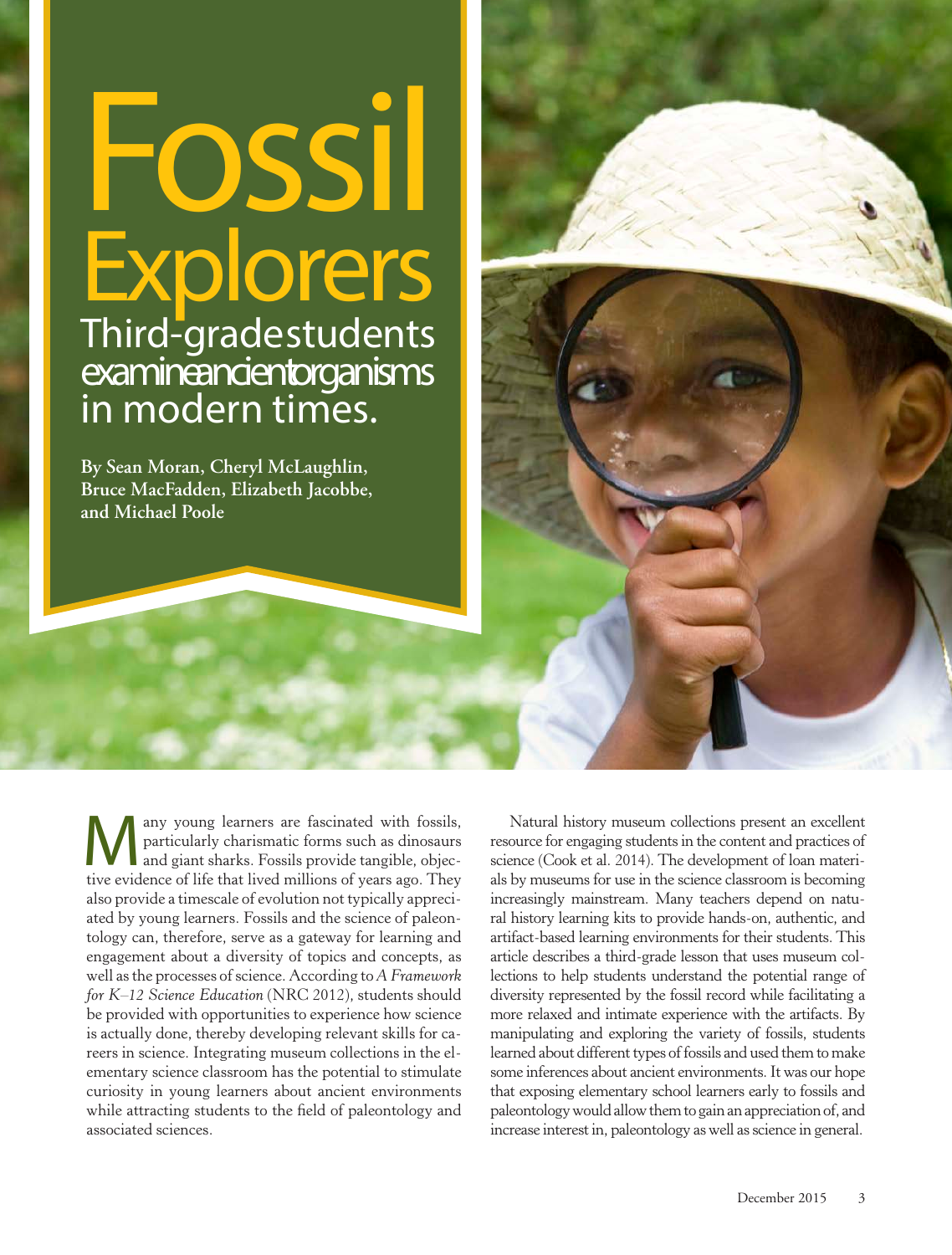# Fossil Explorers

## Third-grade students examine ancient organisms in modern times.

**By Sean Moran, Cheryl McLaughlin, Bruce MacFadden, Elizabeth Jacobbe, and Michael Poole**

Many young learners are fascinated with fossils, particularly charismatic forms such as dinosaurs and giant sharks. Fossils provide tangible, objective evidence of life that lived millions of years ago. They also provide a timescale of evolution not typically appreciated by young learners. Fossils and the science of paleontology can, therefore, serve as a gateway for learning and engagement about a diversity of topics and concepts, as well as the processes of science. According to *A Framework for K–12 Science Education* (NRC 2012), students should be provided with opportunities to experience how science is actually done, thereby developing relevant skills for careers in science. Integrating museum collections in the elementary science classroom has the potential to stimulate curiosity in young learners about ancient environments while attracting students to the field of paleontology and associated sciences.

Natural history museum collections present an excellent resource for engaging students in the content and practices of science (Cook et al. 2014). The development of loan materials by museums for use in the science classroom is becoming increasingly mainstream. Many teachers depend on natural history learning kits to provide hands-on, authentic, and artifact-based learning environments for their students. This article describes a third-grade lesson that uses museum collections to help students understand the potential range of diversity represented by the fossil record while facilitating a more relaxed and intimate experience with the artifacts. By manipulating and exploring the variety of fossils, students learned about different types of fossils and used them to make some inferences about ancient environments. It was our hope that exposing elementary school learners early to fossils and paleontology would allow them to gain an appreciation of, and increase interest in, paleontology as well as science in general.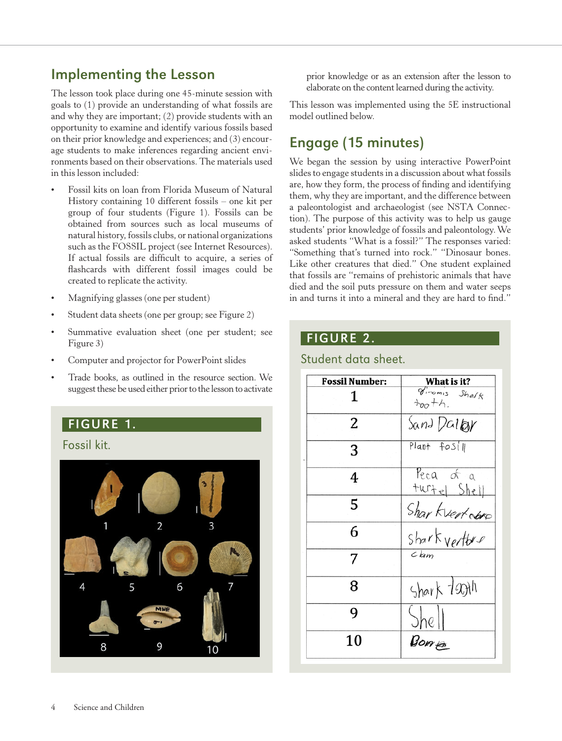## Implementing the Lesson

The lesson took place during one 45-minute session with goals to (1) provide an understanding of what fossils are and why they are important; (2) provide students with an opportunity to examine and identify various fossils based on their prior knowledge and experiences; and (3) encourage students to make inferences regarding ancient environments based on their observations. The materials used in this lesson included:

- Fossil kits on loan from Florida Museum of Natural History containing 10 different fossils – one kit per group of four students (Figure 1). Fossils can be obtained from sources such as local museums of natural history, fossils clubs, or national organizations such as the FOSSIL project (see Internet Resources). If actual fossils are difficult to acquire, a series of flashcards with different fossil images could be created to replicate the activity.
- Magnifying glasses (one per student)
- Student data sheets (one per group; see Figure 2)
- Summative evaluation sheet (one per student; see Figure 3)
- Computer and projector for PowerPoint slides
- Trade books, as outlined in the resource section. We suggest these be used either prior to the lesson to activate prior knowledge or as an extension after the lesson to elaborate on the content learned during the activity.

This lesson was implemented using the 5E instructional model outlined below.

**FIGURE 1.**

Fossil kit.

## Engage (15 minutes)

We began the session by using interactive PowerPoint slides to engage students in a discussion about what fossils are, how they form, the process of finding and identifying them, why they are important, and the difference between a paleontologist and archaeologist (see NSTA Connection). The purpose of this activity was to help us gauge students' prior knowledge of fossils and paleontology. We asked students "What is a fossil?" The responses varied: "Something that's turned into rock." "Dinosaur bones. Like other creatures that died." One student explained that fossils are "remains of prehistoric animals that have died and the soil puts pressure on them and water seeps in and turns it into a mineral and they are hard to find."

**FIGURE 2.**

Student data sheet.

| Fossil Number: | What is it? |
|---|---|
| 1 | Giromis Shark tooth. |
| 2 | Sand Dalar |
| 3 | Plant fosil |
| 4 | Peca of a turtel Shell |
| 5 | Shar kvertbre |
| 6 | Shark vertbre |
| 7 | clam |
| 8 | Shark Tooth |
| 9 | Shell |
| 10 | Bone |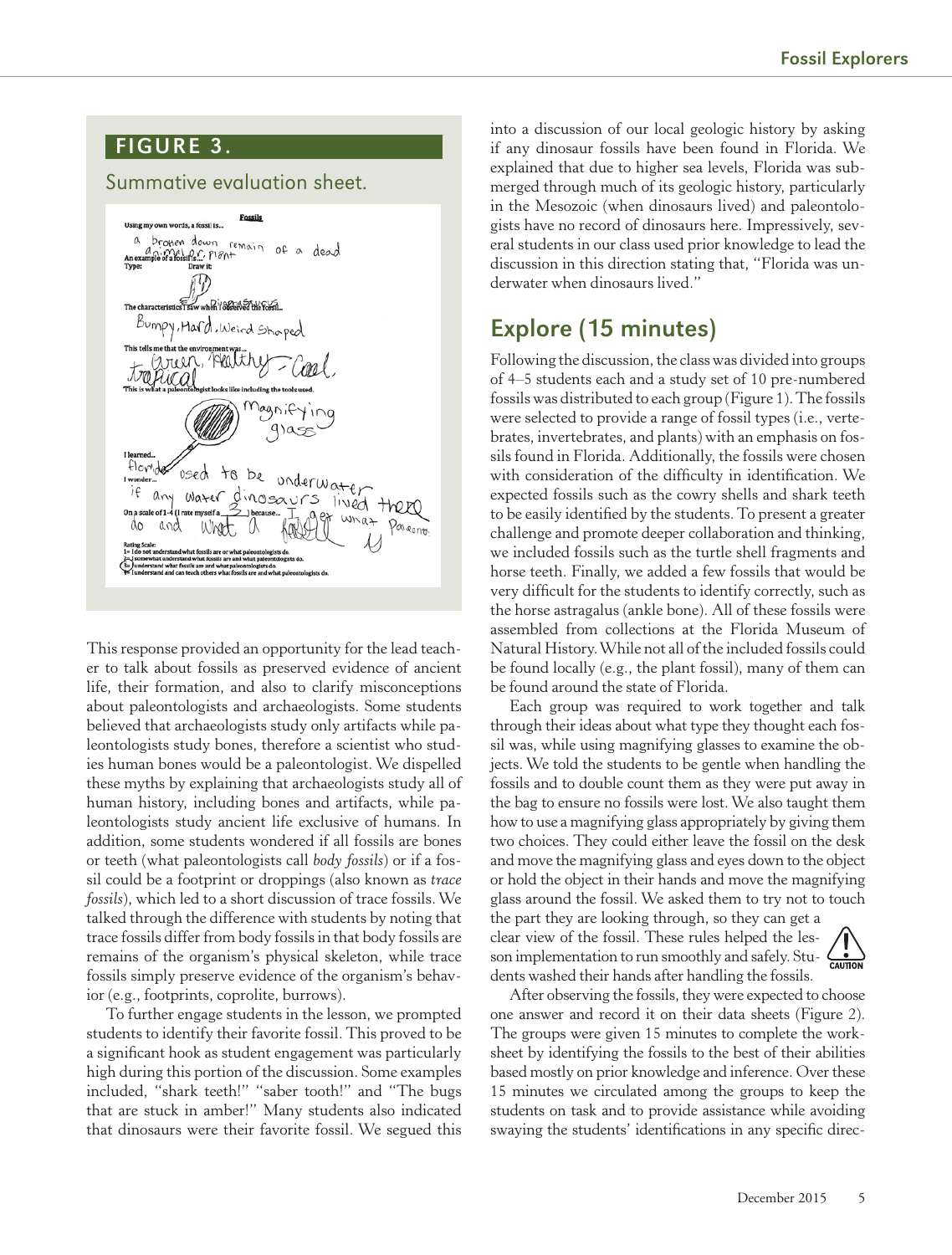## FIGURE 3.

Summative evaluation sheet.

**Fossils**

Using my own words, a fossil is... a broken down remain of a dead animal or plant

An example of a fossil is...

Type: Draw it:

The characteristics I saw when I observed the fossil... Bumpy, Hard, Weird Shaped

This tells me that the environment was... Green, Healthy - Cool, tropical

This is what a paleontologist looks like including the tools used. Magnifying glass

I learned... Florida used to be underwater

I wonder... if any water dinosaurs lived there

On a scale of 1-4 (I rate myself a 3) because... I get what Paleonto. do and what a fossil is

Rating Scale:
1= I do not understand what fossils are or what paleontologists do.
2= I somewhat understand what fossils are and what paleontologists do.
3= I understand what fossils are and what paleontologists do.
4= I understand and can teach others what fossils are and what paleontologists do.

This response provided an opportunity for the lead teacher to talk about fossils as preserved evidence of ancient life, their formation, and also to clarify misconceptions about paleontologists and archaeologists. Some students believed that archaeologists study only artifacts while paleontologists study bones, therefore a scientist who studies human bones would be a paleontologist. We dispelled these myths by explaining that archaeologists study all of human history, including bones and artifacts, while paleontologists study ancient life exclusive of humans. In addition, some students wondered if all fossils are bones or teeth (what paleontologists call *body fossils*) or if a fossil could be a footprint or droppings (also known as *trace fossils*), which led to a short discussion of trace fossils. We talked through the difference with students by noting that trace fossils differ from body fossils in that body fossils are remains of the organism's physical skeleton, while trace fossils simply preserve evidence of the organism's behavior (e.g., footprints, coprolite, burrows).

To further engage students in the lesson, we prompted students to identify their favorite fossil. This proved to be a significant hook as student engagement was particularly high during this portion of the discussion. Some examples included, "shark teeth!" "saber tooth!" and "The bugs that are stuck in amber!" Many students also indicated that dinosaurs were their favorite fossil. We segued this into a discussion of our local geologic history by asking if any dinosaur fossils have been found in Florida. We explained that due to higher sea levels, Florida was submerged through much of its geologic history, particularly in the Mesozoic (when dinosaurs lived) and paleontologists have no record of dinosaurs here. Impressively, several students in our class used prior knowledge to lead the discussion in this direction stating that, "Florida was underwater when dinosaurs lived."

## Explore (15 minutes)

Following the discussion, the class was divided into groups of 4–5 students each and a study set of 10 pre-numbered fossils was distributed to each group (Figure 1). The fossils were selected to provide a range of fossil types (i.e., vertebrates, invertebrates, and plants) with an emphasis on fossils found in Florida. Additionally, the fossils were chosen with consideration of the difficulty in identification. We expected fossils such as the cowry shells and shark teeth to be easily identified by the students. To present a greater challenge and promote deeper collaboration and thinking, we included fossils such as the turtle shell fragments and horse teeth. Finally, we added a few fossils that would be very difficult for the students to identify correctly, such as the horse astragalus (ankle bone). All of these fossils were assembled from collections at the Florida Museum of Natural History. While not all of the included fossils could be found locally (e.g., the plant fossil), many of them can be found around the state of Florida.

Each group was required to work together and talk through their ideas about what type they thought each fossil was, while using magnifying glasses to examine the objects. We told the students to be gentle when handling the fossils and to double count them as they were put away in the bag to ensure no fossils were lost. We also taught them how to use a magnifying glass appropriately by giving them two choices. They could either leave the fossil on the desk and move the magnifying glass and eyes down to the object or hold the object in their hands and move the magnifying glass around the fossil. We asked them to try not to touch the part they are looking through, so they can get a clear view of the fossil. These rules helped the lesson implementation to run smoothly and safely. Students washed their hands after handling the fossils.

CAUTION

After observing the fossils, they were expected to choose one answer and record it on their data sheets (Figure 2). The groups were given 15 minutes to complete the worksheet by identifying the fossils to the best of their abilities based mostly on prior knowledge and inference. Over these 15 minutes we circulated among the groups to keep the students on task and to provide assistance while avoiding swaying the students' identifications in any specific direc-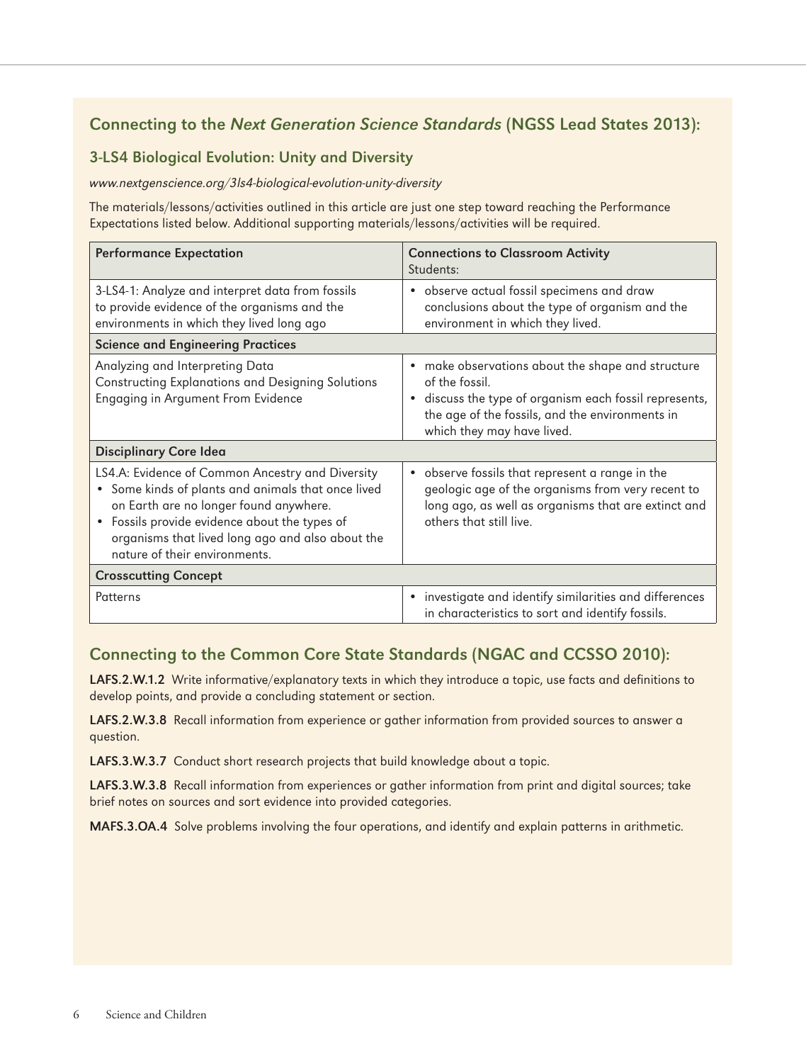## Connecting to the *Next Generation Science Standards* (NGSS Lead States 2013):

### 3-LS4 Biological Evolution: Unity and Diversity

*www.nextgenscience.org/3ls4-biological-evolution-unity-diversity*

The materials/lessons/activities outlined in this article are just one step toward reaching the Performance Expectations listed below. Additional supporting materials/lessons/activities will be required.

| **Performance Expectation** | **Connections to Classroom Activity** Students: |
|---|---|
| 3-LS4-1: Analyze and interpret data from fossils to provide evidence of the organisms and the environments in which they lived long ago | • observe actual fossil specimens and draw conclusions about the type of organism and the environment in which they lived. |
| **Science and Engineering Practices** | |
| Analyzing and Interpreting Data<br>Constructing Explanations and Designing Solutions<br>Engaging in Argument From Evidence | • make observations about the shape and structure of the fossil.<br>• discuss the type of organism each fossil represents, the age of the fossils, and the environments in which they may have lived. |
| **Disciplinary Core Idea** | |
| LS4.A: Evidence of Common Ancestry and Diversity<br>• Some kinds of plants and animals that once lived on Earth are no longer found anywhere.<br>• Fossils provide evidence about the types of organisms that lived long ago and also about the nature of their environments. | • observe fossils that represent a range in the geologic age of the organisms from very recent to long ago, as well as organisms that are extinct and others that still live. |
| **Crosscutting Concept** | |
| Patterns | • investigate and identify similarities and differences in characteristics to sort and identify fossils. |

## Connecting to the Common Core State Standards (NGAC and CCSSO 2010):

**LAFS.2.W.1.2** Write informative/explanatory texts in which they introduce a topic, use facts and definitions to develop points, and provide a concluding statement or section.

**LAFS.2.W.3.8** Recall information from experience or gather information from provided sources to answer a question.

**LAFS.3.W.3.7** Conduct short research projects that build knowledge about a topic.

**LAFS.3.W.3.8** Recall information from experiences or gather information from print and digital sources; take brief notes on sources and sort evidence into provided categories.

**MAFS.3.OA.4** Solve problems involving the four operations, and identify and explain patterns in arithmetic.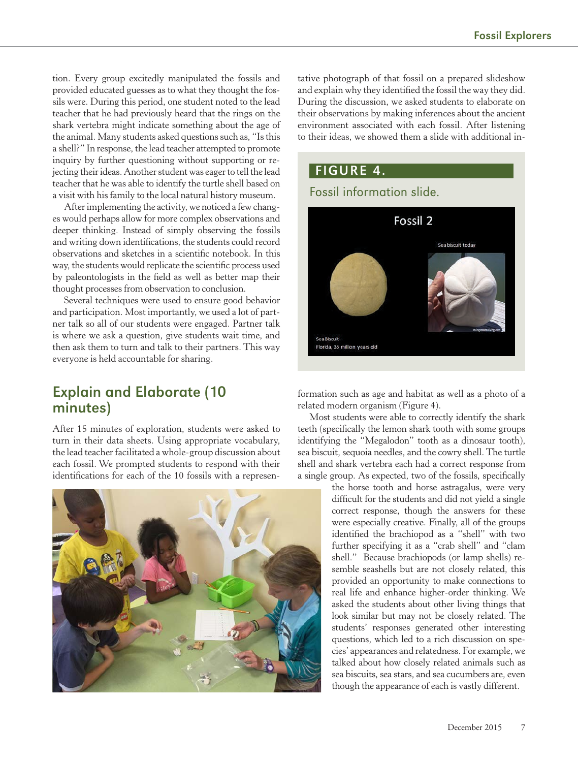tion. Every group excitedly manipulated the fossils and provided educated guesses as to what they thought the fossils were. During this period, one student noted to the lead teacher that he had previously heard that the rings on the shark vertebra might indicate something about the age of the animal. Many students asked questions such as, "Is this a shell?" In response, the lead teacher attempted to promote inquiry by further questioning without supporting or rejecting their ideas. Another student was eager to tell the lead teacher that he was able to identify the turtle shell based on a visit with his family to the local natural history museum.

After implementing the activity, we noticed a few changes would perhaps allow for more complex observations and deeper thinking. Instead of simply observing the fossils and writing down identifications, the students could record observations and sketches in a scientific notebook. In this way, the students would replicate the scientific process used by paleontologists in the field as well as better map their thought processes from observation to conclusion.

Several techniques were used to ensure good behavior and participation. Most importantly, we used a lot of partner talk so all of our students were engaged. Partner talk is where we ask a question, give students wait time, and then ask them to turn and talk to their partners. This way everyone is held accountable for sharing.

## Explain and Elaborate (10 minutes)

After 15 minutes of exploration, students were asked to turn in their data sheets. Using appropriate vocabulary, the lead teacher facilitated a whole-group discussion about each fossil. We prompted students to respond with their identifications for each of the 10 fossils with a representative photograph of that fossil on a prepared slideshow and explain why they identified the fossil the way they did. During the discussion, we asked students to elaborate on their observations by making inferences about the ancient environment associated with each fossil. After listening to their ideas, we showed them a slide with additional information such as age and habitat as well as a photo of a related modern organism (Figure 4).

**FIGURE 4.**

Fossil information slide.

Most students were able to correctly identify the shark teeth (specifically the lemon shark tooth with some groups identifying the "Megalodon" tooth as a dinosaur tooth), sea biscuit, sequoia needles, and the cowry shell. The turtle shell and shark vertebra each had a correct response from a single group. As expected, two of the fossils, specifically the horse tooth and horse astragalus, were very difficult for the students and did not yield a single correct response, though the answers for these were especially creative. Finally, all of the groups identified the brachiopod as a "shell" with two further specifying it as a "crab shell" and "clam shell." Because brachiopods (or lamp shells) resemble seashells but are not closely related, this provided an opportunity to make connections to real life and enhance higher-order thinking. We asked the students about other living things that look similar but may not be closely related. The students' responses generated other interesting questions, which led to a rich discussion on species' appearances and relatedness. For example, we talked about how closely related animals such as sea biscuits, sea stars, and sea cucumbers are, even though the appearance of each is vastly different.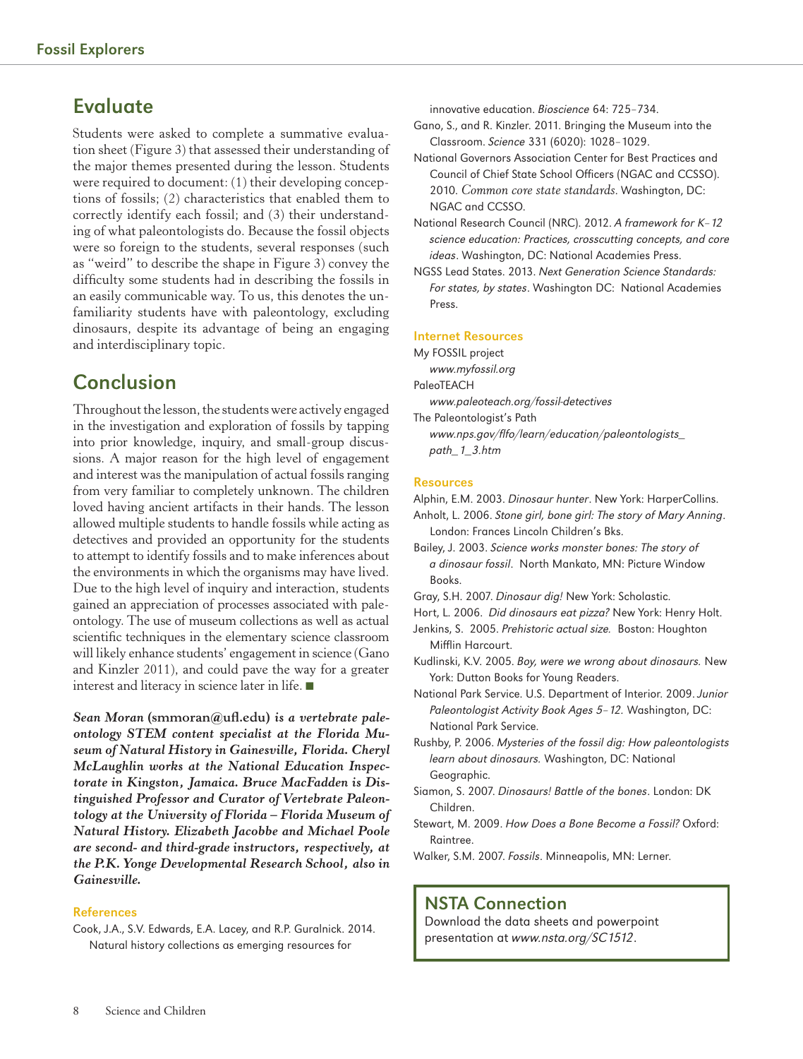## Evaluate

Students were asked to complete a summative evaluation sheet (Figure 3) that assessed their understanding of the major themes presented during the lesson. Students were required to document: (1) their developing conceptions of fossils; (2) characteristics that enabled them to correctly identify each fossil; and (3) their understanding of what paleontologists do. Because the fossil objects were so foreign to the students, several responses (such as "weird" to describe the shape in Figure 3) convey the difficulty some students had in describing the fossils in an easily communicable way. To us, this denotes the unfamiliarity students have with paleontology, excluding dinosaurs, despite its advantage of being an engaging and interdisciplinary topic.

## Conclusion

Throughout the lesson, the students were actively engaged in the investigation and exploration of fossils by tapping into prior knowledge, inquiry, and small-group discussions. A major reason for the high level of engagement and interest was the manipulation of actual fossils ranging from very familiar to completely unknown. The children loved having ancient artifacts in their hands. The lesson allowed multiple students to handle fossils while acting as detectives and provided an opportunity for the students to attempt to identify fossils and to make inferences about the environments in which the organisms may have lived. Due to the high level of inquiry and interaction, students gained an appreciation of processes associated with paleontology. The use of museum collections as well as actual scientific techniques in the elementary science classroom will likely enhance students' engagement in science (Gano and Kinzler 2011), and could pave the way for a greater interest and literacy in science later in life. ■

***Sean Moran* (smmoran@ufl.edu) *is a vertebrate paleontology STEM content specialist at the Florida Museum of Natural History in Gainesville, Florida. Cheryl McLaughlin works at the National Education Inspectorate in Kingston, Jamaica. Bruce MacFadden is Distinguished Professor and Curator of Vertebrate Paleontology at the University of Florida – Florida Museum of Natural History. Elizabeth Jacobbe and Michael Poole are second- and third-grade instructors, respectively, at the P.K. Yonge Developmental Research School, also in Gainesville.***

### References

Cook, J.A., S.V. Edwards, E.A. Lacey, and R.P. Guralnick. 2014. Natural history collections as emerging resources for innovative education. *Bioscience* 64: 725–734.

Gano, S., and R. Kinzler. 2011. Bringing the Museum into the Classroom. *Science* 331 (6020): 1028–1029.

National Governors Association Center for Best Practices and Council of Chief State School Officers (NGAC and CCSSO). 2010. *Common core state standards*. Washington, DC: NGAC and CCSSO.

National Research Council (NRC). 2012. *A framework for K–12 science education: Practices, crosscutting concepts, and core ideas*. Washington, DC: National Academies Press.

NGSS Lead States. 2013. *Next Generation Science Standards: For states, by states*. Washington DC: National Academies Press.

### Internet Resources

My FOSSIL project
*www.myfossil.org*

PaleoTEACH
*www.paleoteach.org/fossil-detectives*

The Paleontologist's Path
*www.nps.gov/flfo/learn/education/paleontologists_path_1_3.htm*

### Resources

Alphin, E.M. 2003. *Dinosaur hunter*. New York: HarperCollins.

Anholt, L. 2006. *Stone girl, bone girl: The story of Mary Anning*. London: Frances Lincoln Children's Bks.

Bailey, J. 2003. *Science works monster bones: The story of a dinosaur fossil*. North Mankato, MN: Picture Window Books.

Gray, S.H. 2007. *Dinosaur dig!* New York: Scholastic.

Hort, L. 2006. *Did dinosaurs eat pizza?* New York: Henry Holt.

Jenkins, S. 2005. *Prehistoric actual size.* Boston: Houghton Mifflin Harcourt.

Kudlinski, K.V. 2005. *Boy, were we wrong about dinosaurs.* New York: Dutton Books for Young Readers.

National Park Service. U.S. Department of Interior. 2009. *Junior Paleontologist Activity Book Ages 5–12.* Washington, DC: National Park Service.

Rushby, P. 2006. *Mysteries of the fossil dig: How paleontologists learn about dinosaurs.* Washington, DC: National Geographic.

Siamon, S. 2007. *Dinosaurs! Battle of the bones*. London: DK Children.

Stewart, M. 2009. *How Does a Bone Become a Fossil?* Oxford: Raintree.

Walker, S.M. 2007. *Fossils*. Minneapolis, MN: Lerner.

## NSTA Connection

Download the data sheets and powerpoint presentation at *www.nsta.org/SC1512*.